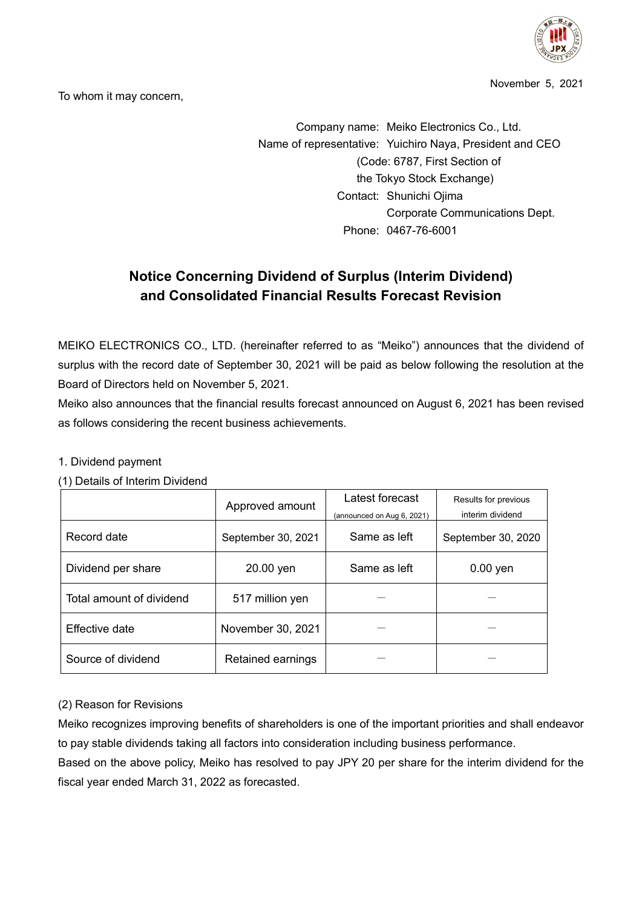November 5, 2021

To whom it may concern,

Company name: Meiko Electronics Co., Ltd.
Name of representative: Yuichiro Naya, President and CEO
(Code: 6787, First Section of the Tokyo Stock Exchange)
Contact: Shunichi Ojima
Corporate Communications Dept.
Phone: 0467-76-6001

# Notice Concerning Dividend of Surplus (Interim Dividend) and Consolidated Financial Results Forecast Revision

MEIKO ELECTRONICS CO., LTD. (hereinafter referred to as "Meiko") announces that the dividend of surplus with the record date of September 30, 2021 will be paid as below following the resolution at the Board of Directors held on November 5, 2021.

Meiko also announces that the financial results forecast announced on August 6, 2021 has been revised as follows considering the recent business achievements.

1. Dividend payment

(1) Details of Interim Dividend

| | Approved amount | Latest forecast (announced on Aug 6, 2021) | Results for previous interim dividend |
|---|---|---|---|
| Record date | September 30, 2021 | Same as left | September 30, 2020 |
| Dividend per share | 20.00 yen | Same as left | 0.00 yen |
| Total amount of dividend | 517 million yen | — | — |
| Effective date | November 30, 2021 | — | — |
| Source of dividend | Retained earnings | — | — |

(2) Reason for Revisions

Meiko recognizes improving benefits of shareholders is one of the important priorities and shall endeavor to pay stable dividends taking all factors into consideration including business performance.

Based on the above policy, Meiko has resolved to pay JPY 20 per share for the interim dividend for the fiscal year ended March 31, 2022 as forecasted.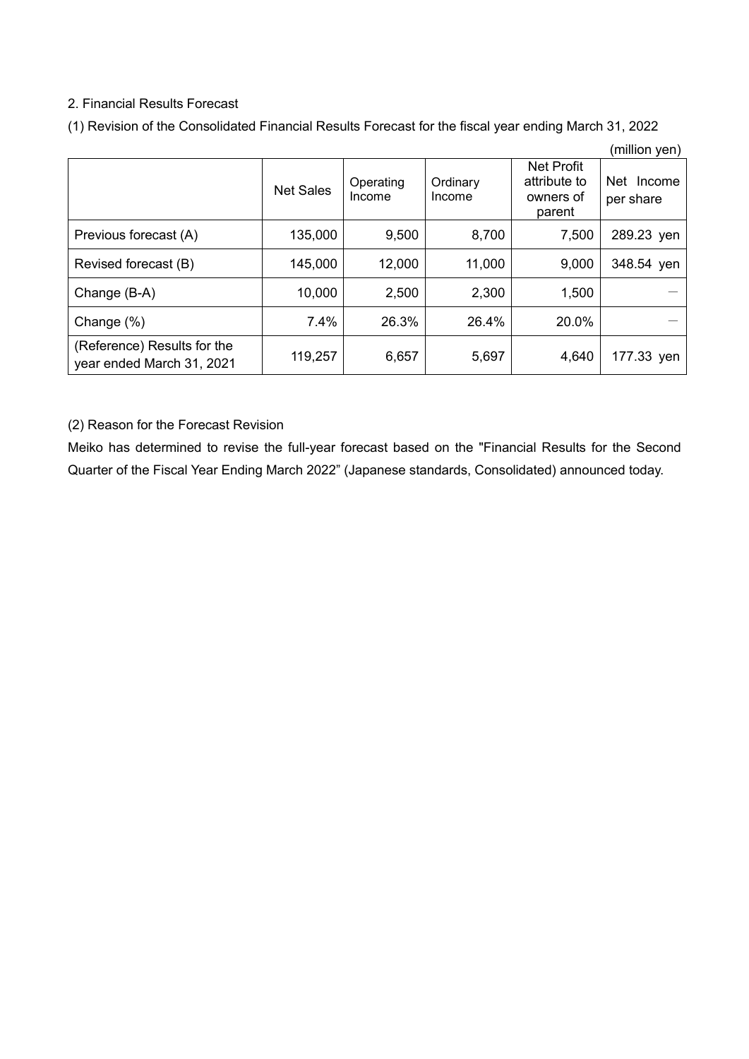## 2. Financial Results Forecast

### (1) Revision of the Consolidated Financial Results Forecast for the fiscal year ending March 31, 2022

(million yen)

| | Net Sales | Operating Income | Ordinary Income | Net Profit attribute to owners of parent | Net Income per share |
|---|---|---|---|---|---|
| Previous forecast (A) | 135,000 | 9,500 | 8,700 | 7,500 | 289.23 yen |
| Revised forecast (B) | 145,000 | 12,000 | 11,000 | 9,000 | 348.54 yen |
| Change (B-A) | 10,000 | 2,500 | 2,300 | 1,500 | — |
| Change (%) | 7.4% | 26.3% | 26.4% | 20.0% | — |
| (Reference) Results for the year ended March 31, 2021 | 119,257 | 6,657 | 5,697 | 4,640 | 177.33 yen |

### (2) Reason for the Forecast Revision

Meiko has determined to revise the full-year forecast based on the "Financial Results for the Second Quarter of the Fiscal Year Ending March 2022" (Japanese standards, Consolidated) announced today.